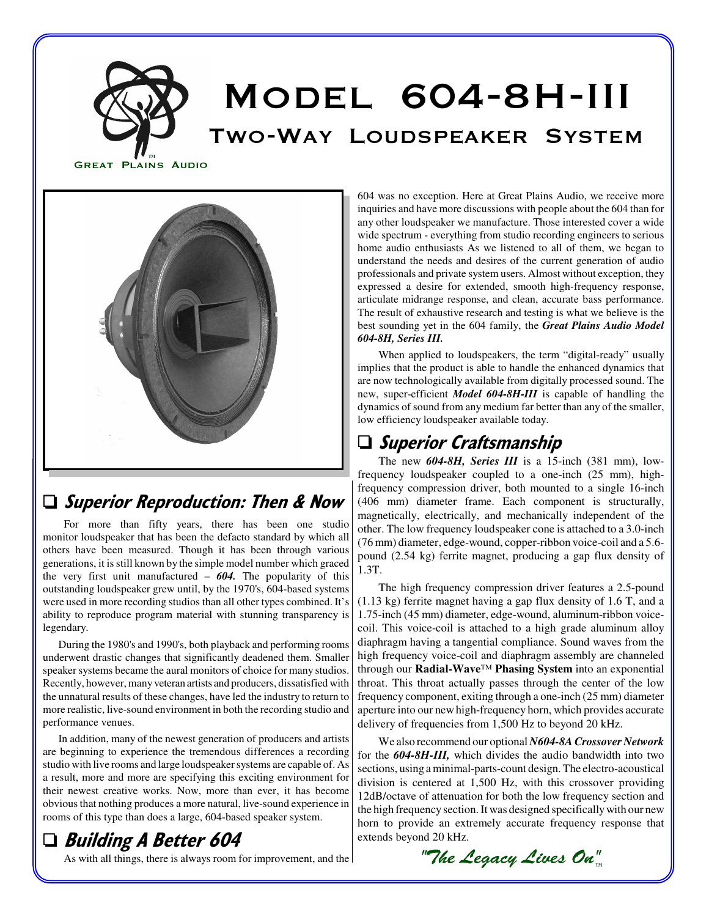# Model 604-8H-III

## Two-Way Loudspeaker System

Great Plains Audio™

## ❑ Superior Reproduction: Then & Now

For more than fifty years, there has been one studio monitor loudspeaker that has been the defacto standard by which all others have been measured. Though it has been through various generations, it is still known by the simple model number which graced the very first unit manufactured – ***604.*** The popularity of this outstanding loudspeaker grew until, by the 1970's, 604-based systems were used in more recording studios than all other types combined. It's ability to reproduce program material with stunning transparency is legendary.

During the 1980's and 1990's, both playback and performing rooms underwent drastic changes that significantly deadened them. Smaller speaker systems became the aural monitors of choice for many studios. Recently, however, many veteran artists and producers, dissatisfied with the unnatural results of these changes, have led the industry to return to more realistic, live-sound environment in both the recording studio and performance venues.

In addition, many of the newest generation of producers and artists are beginning to experience the tremendous differences a recording studio with live rooms and large loudspeaker systems are capable of. As a result, more and more are specifying this exciting environment for their newest creative works. Now, more than ever, it has become obvious that nothing produces a more natural, live-sound experience in rooms of this type than does a large, 604-based speaker system.

## ❑ Building A Better 604

As with all things, there is always room for improvement, and the 604 was no exception. Here at Great Plains Audio, we receive more inquiries and have more discussions with people about the 604 than for any other loudspeaker we manufacture. Those interested cover a wide wide spectrum - everything from studio recording engineers to serious home audio enthusiasts As we listened to all of them, we began to understand the needs and desires of the current generation of audio professionals and private system users. Almost without exception, they expressed a desire for extended, smooth high-frequency response, articulate midrange response, and clean, accurate bass performance. The result of exhaustive research and testing is what we believe is the best sounding yet in the 604 family, the ***Great Plains Audio Model 604-8H, Series III.***

When applied to loudspeakers, the term "digital-ready" usually implies that the product is able to handle the enhanced dynamics that are now technologically available from digitally processed sound. The new, super-efficient ***Model 604-8H-III*** is capable of handling the dynamics of sound from any medium far better than any of the smaller, low efficiency loudspeaker available today.

## ❑ Superior Craftsmanship

The new ***604-8H, Series III*** is a 15-inch (381 mm), low-frequency loudspeaker coupled to a one-inch (25 mm), high-frequency compression driver, both mounted to a single 16-inch (406 mm) diameter frame. Each component is structurally, magnetically, electrically, and mechanically independent of the other. The low frequency loudspeaker cone is attached to a 3.0-inch (76 mm) diameter, edge-wound, copper-ribbon voice-coil and a 5.6-pound (2.54 kg) ferrite magnet, producing a gap flux density of 1.3T.

The high frequency compression driver features a 2.5-pound (1.13 kg) ferrite magnet having a gap flux density of 1.6 T, and a 1.75-inch (45 mm) diameter, edge-wound, aluminum-ribbon voice-coil. This voice-coil is attached to a high grade aluminum alloy diaphragm having a tangential compliance. Sound waves from the high frequency voice-coil and diaphragm assembly are channeled through our **Radial-Wave™ Phasing System** into an exponential throat. This throat actually passes through the center of the low frequency component, exiting through a one-inch (25 mm) diameter aperture into our new high-frequency horn, which provides accurate delivery of frequencies from 1,500 Hz to beyond 20 kHz.

We also recommend our optional ***N604-8A Crossover Network*** for the ***604-8H-III,*** which divides the audio bandwidth into two sections, using a minimal-parts-count design. The electro-acoustical division is centered at 1,500 Hz, with this crossover providing 12dB/octave of attenuation for both the low frequency section and the high frequency section. It was designed specifically with our new horn to provide an extremely accurate frequency response that extends beyond 20 kHz.

*"The Legacy Lives On"*™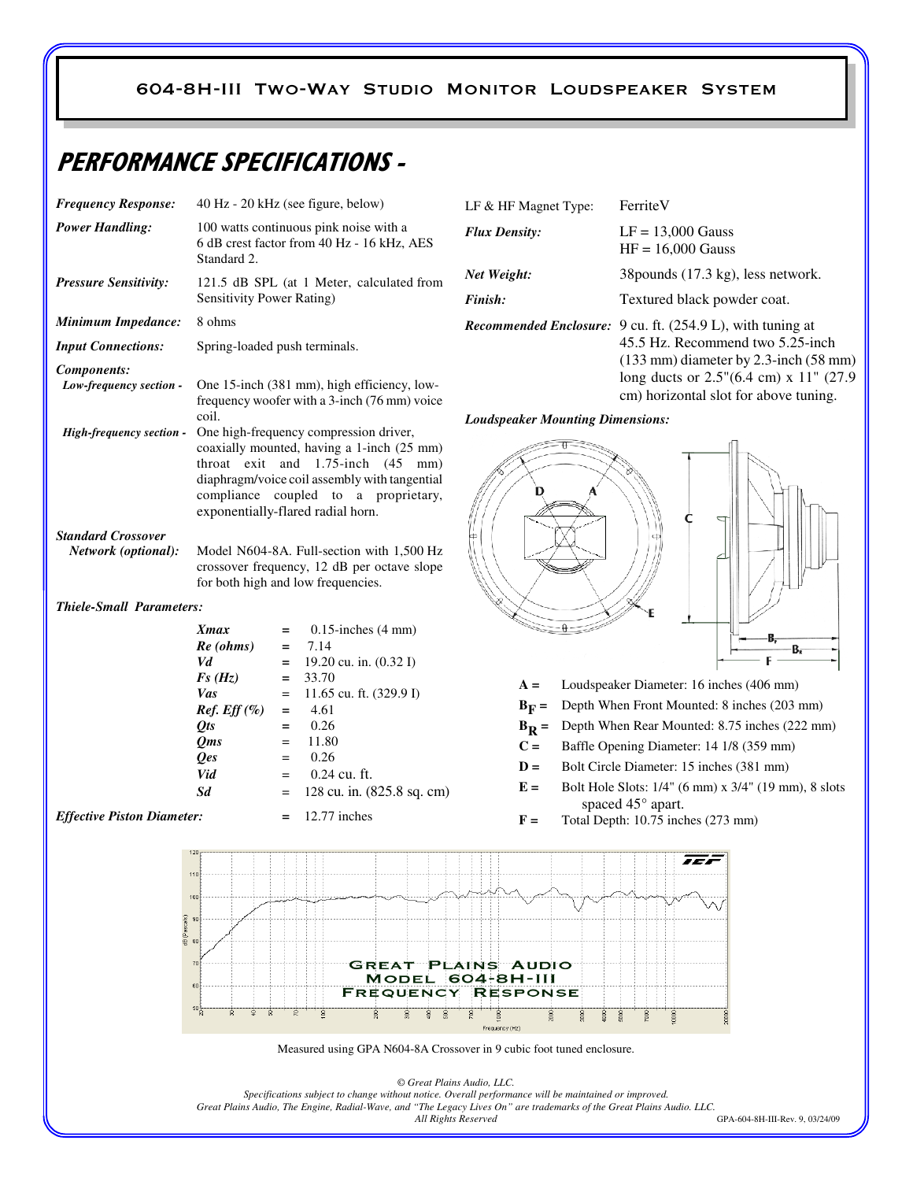# 604-8H-III Two-Way Studio Monitor Loudspeaker System

## PERFORMANCE SPECIFICATIONS -

***Frequency Response:*** 40 Hz - 20 kHz (see figure, below)

***Power Handling:*** 100 watts continuous pink noise with a 6 dB crest factor from 40 Hz - 16 kHz, AES Standard 2.

***Pressure Sensitivity:*** 121.5 dB SPL (at 1 Meter, calculated from Sensitivity Power Rating)

***Minimum Impedance:*** 8 ohms

***Input Connections:*** Spring-loaded push terminals.

***Components:***

***Low-frequency section -*** One 15-inch (381 mm), high efficiency, low-frequency woofer with a 3-inch (76 mm) voice coil.

***High-frequency section -*** One high-frequency compression driver, coaxially mounted, having a 1-inch (25 mm) throat exit and 1.75-inch (45 mm) diaphragm/voice coil assembly with tangential compliance coupled to a proprietary, exponentially-flared radial horn.

***Standard Crossover Network (optional):*** Model N604-8A. Full-section with 1,500 Hz crossover frequency, 12 dB per octave slope for both high and low frequencies.

***Thiele-Small Parameters:***

| | | |
|---|---|---|
| ***Xmax*** | = | 0.15-inches (4 mm) |
| ***Re (ohms)*** | = | 7.14 |
| ***Vd*** | = | 19.20 cu. in. (0.32 l) |
| ***Fs (Hz)*** | = | 33.70 |
| ***Vas*** | = | 11.65 cu. ft. (329.9 l) |
| ***Ref. Eff (%)*** | = | 4.61 |
| ***Qts*** | = | 0.26 |
| ***Qms*** | = | 11.80 |
| ***Qes*** | = | 0.26 |
| ***Vid*** | = | 0.24 cu. ft. |
| ***Sd*** | = | 128 cu. in. (825.8 sq. cm) |

***Effective Piston Diameter:*** = 12.77 inches

LF & HF Magnet Type: FerriteV

***Flux Density:*** LF = 13,000 Gauss
HF = 16,000 Gauss

***Net Weight:*** 38pounds (17.3 kg), less network.

***Finish:*** Textured black powder coat.

***Recommended Enclosure:*** 9 cu. ft. (254.9 L), with tuning at 45.5 Hz. Recommend two 5.25-inch (133 mm) diameter by 2.3-inch (58 mm) long ducts or 2.5"(6.4 cm) x 11" (27.9 cm) horizontal slot for above tuning.

***Loudspeaker Mounting Dimensions:***

D A C E B_F B_R F

| | |
|---|---|
| A = | Loudspeaker Diameter: 16 inches (406 mm) |
| $B_F$ = | Depth When Front Mounted: 8 inches (203 mm) |
| $B_R$ = | Depth When Rear Mounted: 8.75 inches (222 mm) |
| C = | Baffle Opening Diameter: 14 1/8 (359 mm) |
| D = | Bolt Circle Diameter: 15 inches (381 mm) |
| E = | Bolt Hole Slots: 1/4" (6 mm) x 3/4" (19 mm), 8 slots spaced 45° apart. |
| F = | Total Depth: 10.75 inches (273 mm) |

Great Plains Audio
Model 604-8H-III
Frequency Response

dB (Pascals)
Frequency (Hz)

Measured using GPA N604-8A Crossover in 9 cubic foot tuned enclosure.

*© Great Plains Audio, LLC.*
*Specifications subject to change without notice. Overall performance will be maintained or improved.*
*Great Plains Audio, The Engine, Radial-Wave, and "The Legacy Lives On" are trademarks of the Great Plains Audio. LLC.*
*All Rights Reserved*

GPA-604-8H-III-Rev. 9, 03/24/09